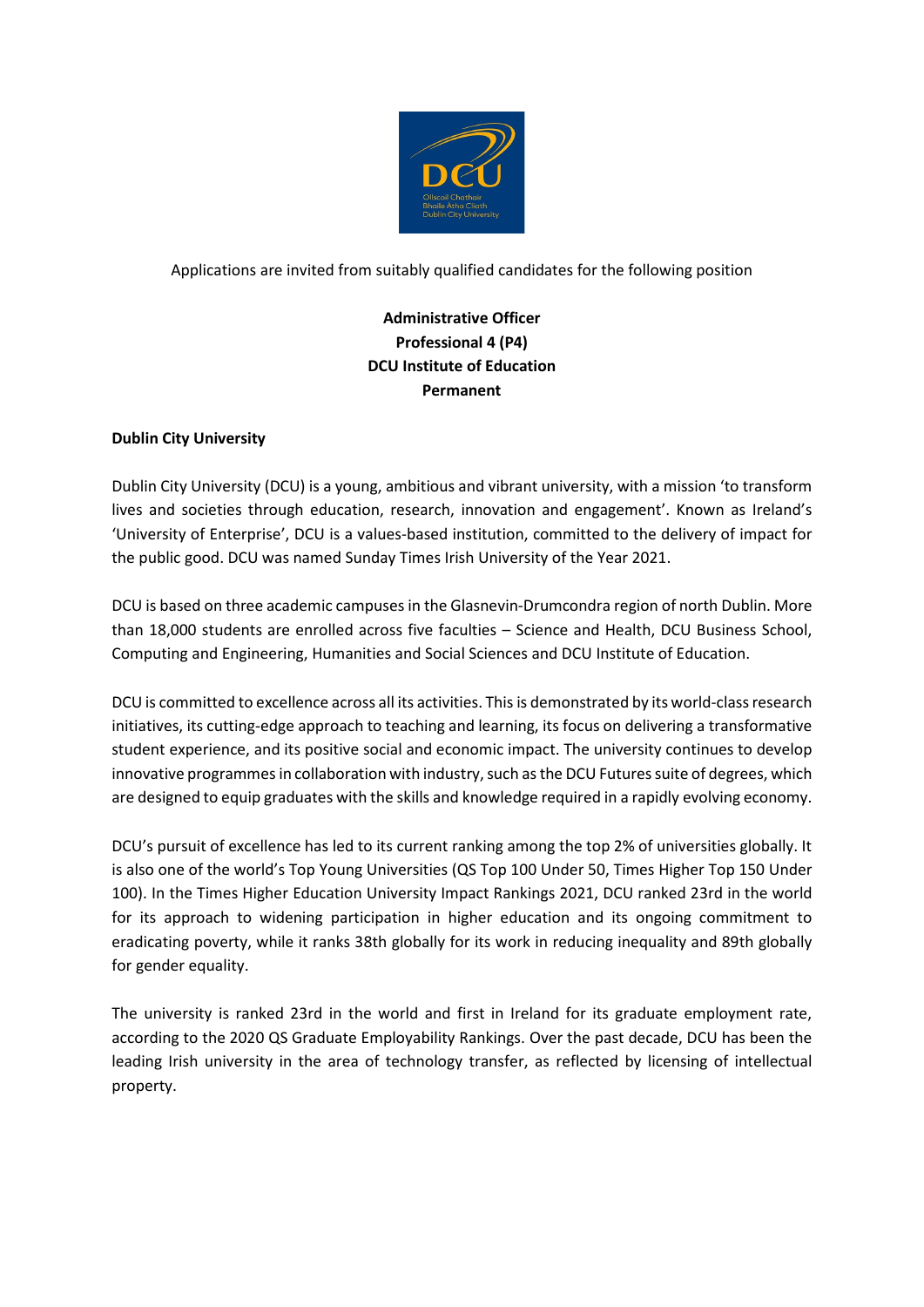Applications are invited from suitably qualified candidates for the following position

**Administrative Officer**
**Professional 4 (P4)**
**DCU Institute of Education**
**Permanent**

**Dublin City University**

Dublin City University (DCU) is a young, ambitious and vibrant university, with a mission 'to transform lives and societies through education, research, innovation and engagement'. Known as Ireland's 'University of Enterprise', DCU is a values-based institution, committed to the delivery of impact for the public good. DCU was named Sunday Times Irish University of the Year 2021.

DCU is based on three academic campuses in the Glasnevin-Drumcondra region of north Dublin. More than 18,000 students are enrolled across five faculties – Science and Health, DCU Business School, Computing and Engineering, Humanities and Social Sciences and DCU Institute of Education.

DCU is committed to excellence across all its activities. This is demonstrated by its world-class research initiatives, its cutting-edge approach to teaching and learning, its focus on delivering a transformative student experience, and its positive social and economic impact. The university continues to develop innovative programmes in collaboration with industry, such as the DCU Futures suite of degrees, which are designed to equip graduates with the skills and knowledge required in a rapidly evolving economy.

DCU's pursuit of excellence has led to its current ranking among the top 2% of universities globally. It is also one of the world's Top Young Universities (QS Top 100 Under 50, Times Higher Top 150 Under 100). In the Times Higher Education University Impact Rankings 2021, DCU ranked 23rd in the world for its approach to widening participation in higher education and its ongoing commitment to eradicating poverty, while it ranks 38th globally for its work in reducing inequality and 89th globally for gender equality.

The university is ranked 23rd in the world and first in Ireland for its graduate employment rate, according to the 2020 QS Graduate Employability Rankings. Over the past decade, DCU has been the leading Irish university in the area of technology transfer, as reflected by licensing of intellectual property.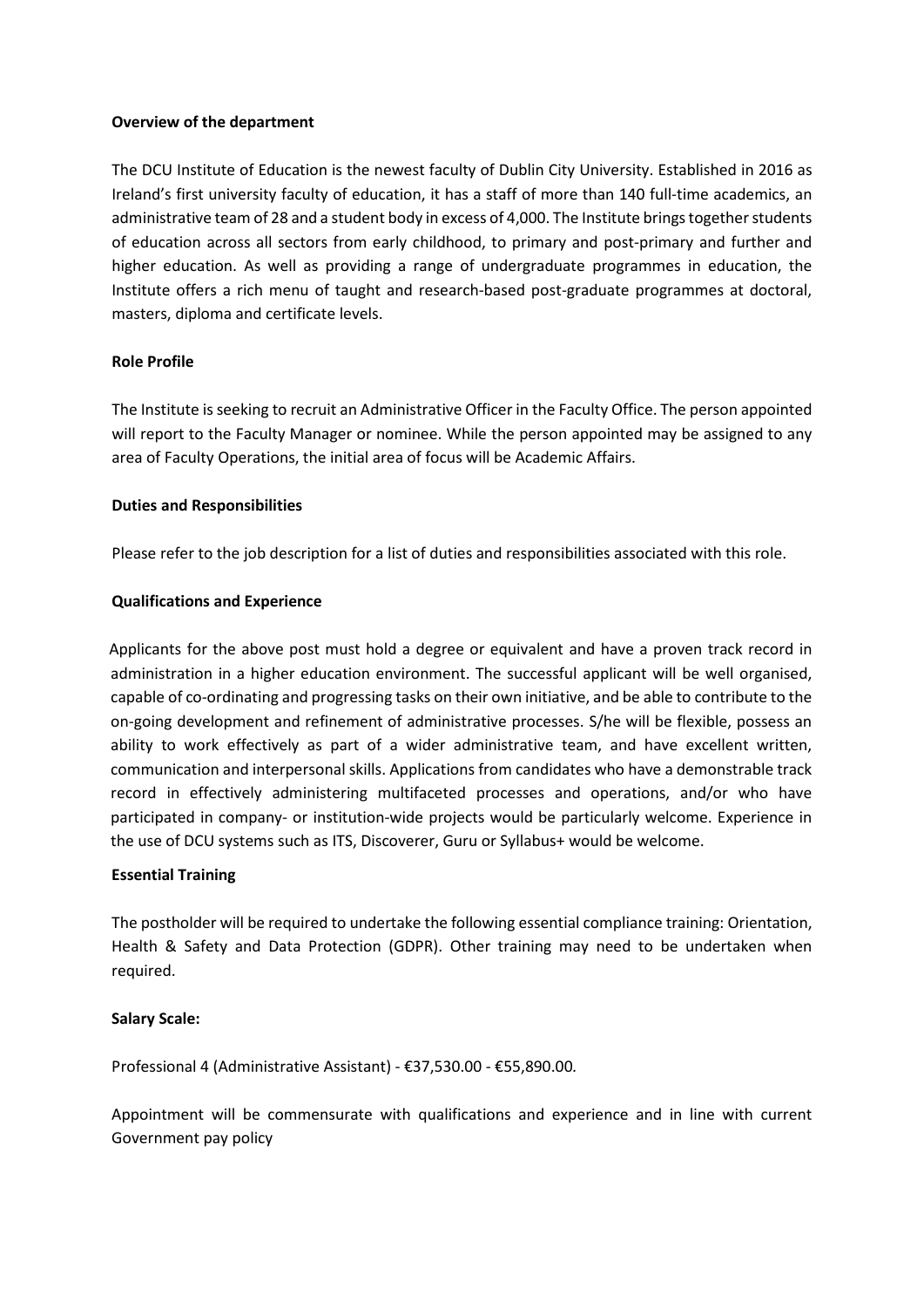**Overview of the department**

The DCU Institute of Education is the newest faculty of Dublin City University. Established in 2016 as Ireland's first university faculty of education, it has a staff of more than 140 full-time academics, an administrative team of 28 and a student body in excess of 4,000. The Institute brings together students of education across all sectors from early childhood, to primary and post-primary and further and higher education. As well as providing a range of undergraduate programmes in education, the Institute offers a rich menu of taught and research-based post-graduate programmes at doctoral, masters, diploma and certificate levels.

**Role Profile**

The Institute is seeking to recruit an Administrative Officer in the Faculty Office. The person appointed will report to the Faculty Manager or nominee. While the person appointed may be assigned to any area of Faculty Operations, the initial area of focus will be Academic Affairs.

**Duties and Responsibilities**

Please refer to the job description for a list of duties and responsibilities associated with this role.

**Qualifications and Experience**

Applicants for the above post must hold a degree or equivalent and have a proven track record in administration in a higher education environment. The successful applicant will be well organised, capable of co-ordinating and progressing tasks on their own initiative, and be able to contribute to the on-going development and refinement of administrative processes. S/he will be flexible, possess an ability to work effectively as part of a wider administrative team, and have excellent written, communication and interpersonal skills. Applications from candidates who have a demonstrable track record in effectively administering multifaceted processes and operations, and/or who have participated in company- or institution-wide projects would be particularly welcome. Experience in the use of DCU systems such as ITS, Discoverer, Guru or Syllabus+ would be welcome.

**Essential Training**

The postholder will be required to undertake the following essential compliance training: Orientation, Health & Safety and Data Protection (GDPR). Other training may need to be undertaken when required.

**Salary Scale:**

Professional 4 (Administrative Assistant) - €37,530.00 - €55,890.00.

Appointment will be commensurate with qualifications and experience and in line with current Government pay policy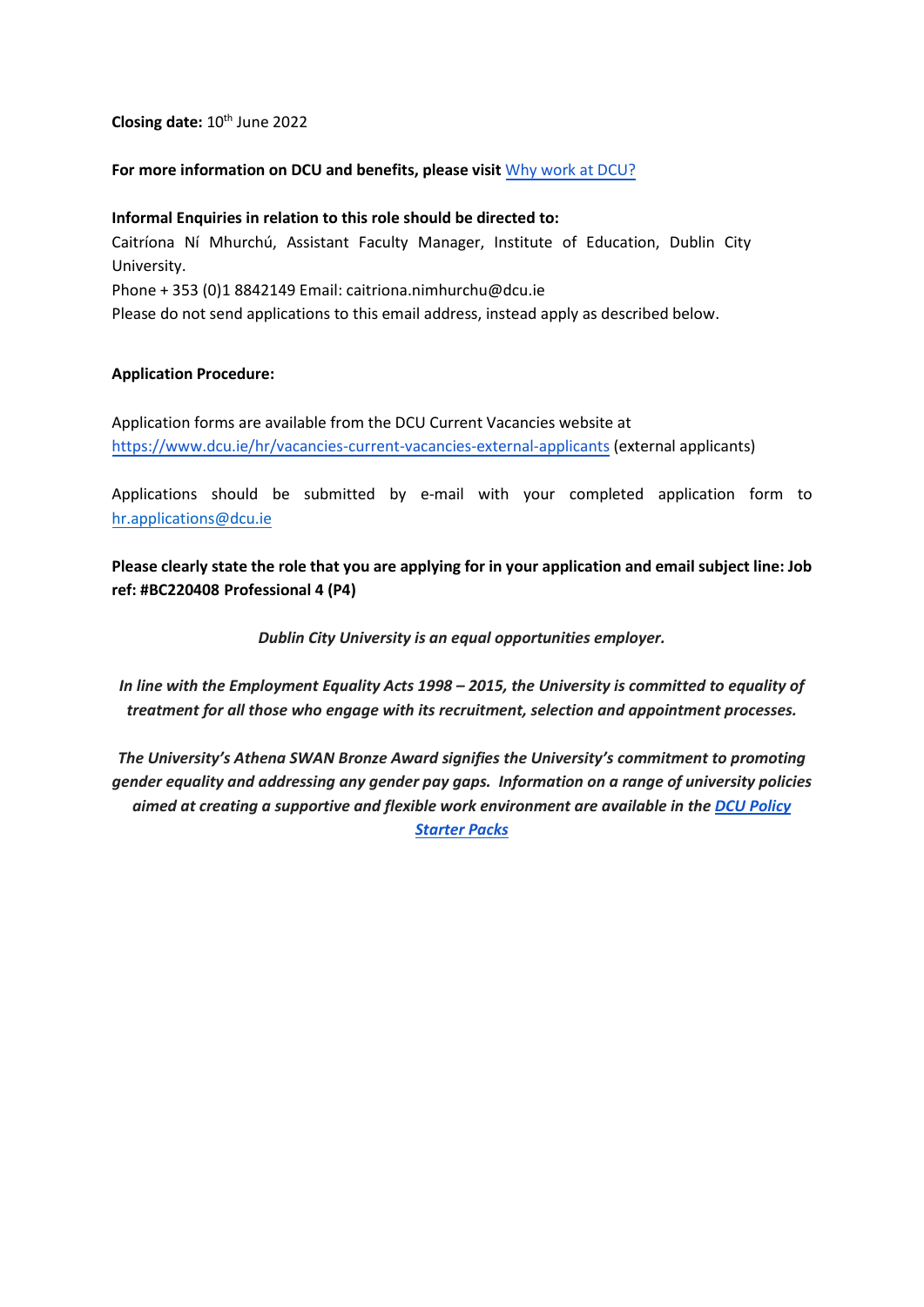**Closing date:** 10th June 2022

**For more information on DCU and benefits, please visit** [Why work at DCU?]

**Informal Enquiries in relation to this role should be directed to:**
Caitríona Ní Mhurchú, Assistant Faculty Manager, Institute of Education, Dublin City University.
Phone + 353 (0)1 8842149 Email: caitriona.nimhurchu@dcu.ie
Please do not send applications to this email address, instead apply as described below.

**Application Procedure:**

Application forms are available from the DCU Current Vacancies website at https://www.dcu.ie/hr/vacancies-current-vacancies-external-applicants (external applicants)

Applications should be submitted by e-mail with your completed application form to hr.applications@dcu.ie

**Please clearly state the role that you are applying for in your application and email subject line: Job ref: #BC220408 Professional 4 (P4)**

***Dublin City University is an equal opportunities employer.***

***In line with the Employment Equality Acts 1998 – 2015, the University is committed to equality of treatment for all those who engage with its recruitment, selection and appointment processes.***

***The University's Athena SWAN Bronze Award signifies the University's commitment to promoting gender equality and addressing any gender pay gaps. Information on a range of university policies aimed at creating a supportive and flexible work environment are available in the DCU Policy Starter Packs***